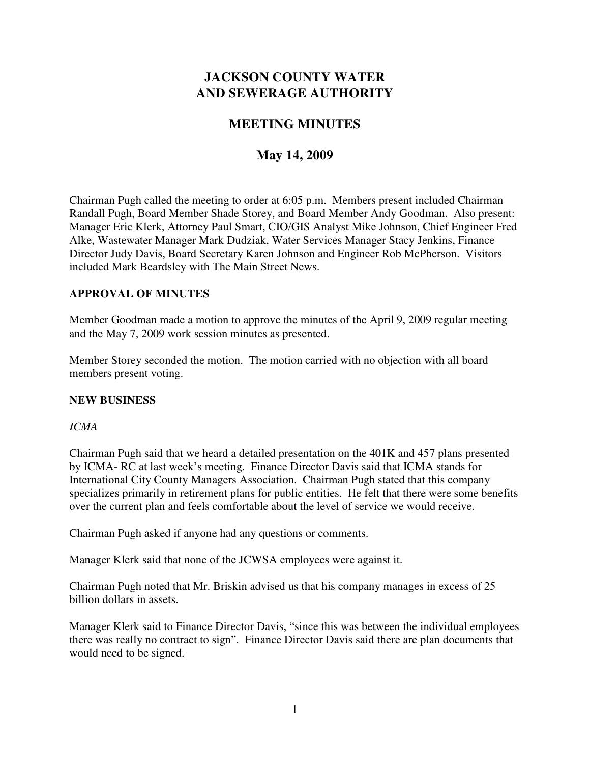# JACKSON COUNTY WATER AND SEWERAGE AUTHORITY

## MEETING MINUTES

## May 14, 2009

Chairman Pugh called the meeting to order at 6:05 p.m. Members present included Chairman Randall Pugh, Board Member Shade Storey, and Board Member Andy Goodman. Also present: Manager Eric Klerk, Attorney Paul Smart, CIO/GIS Analyst Mike Johnson, Chief Engineer Fred Alke, Wastewater Manager Mark Dudziak, Water Services Manager Stacy Jenkins, Finance Director Judy Davis, Board Secretary Karen Johnson and Engineer Rob McPherson. Visitors included Mark Beardsley with The Main Street News.

**APPROVAL OF MINUTES**

Member Goodman made a motion to approve the minutes of the April 9, 2009 regular meeting and the May 7, 2009 work session minutes as presented.

Member Storey seconded the motion. The motion carried with no objection with all board members present voting.

**NEW BUSINESS**

*ICMA*

Chairman Pugh said that we heard a detailed presentation on the 401K and 457 plans presented by ICMA- RC at last week's meeting. Finance Director Davis said that ICMA stands for International City County Managers Association. Chairman Pugh stated that this company specializes primarily in retirement plans for public entities. He felt that there were some benefits over the current plan and feels comfortable about the level of service we would receive.

Chairman Pugh asked if anyone had any questions or comments.

Manager Klerk said that none of the JCWSA employees were against it.

Chairman Pugh noted that Mr. Briskin advised us that his company manages in excess of 25 billion dollars in assets.

Manager Klerk said to Finance Director Davis, "since this was between the individual employees there was really no contract to sign". Finance Director Davis said there are plan documents that would need to be signed.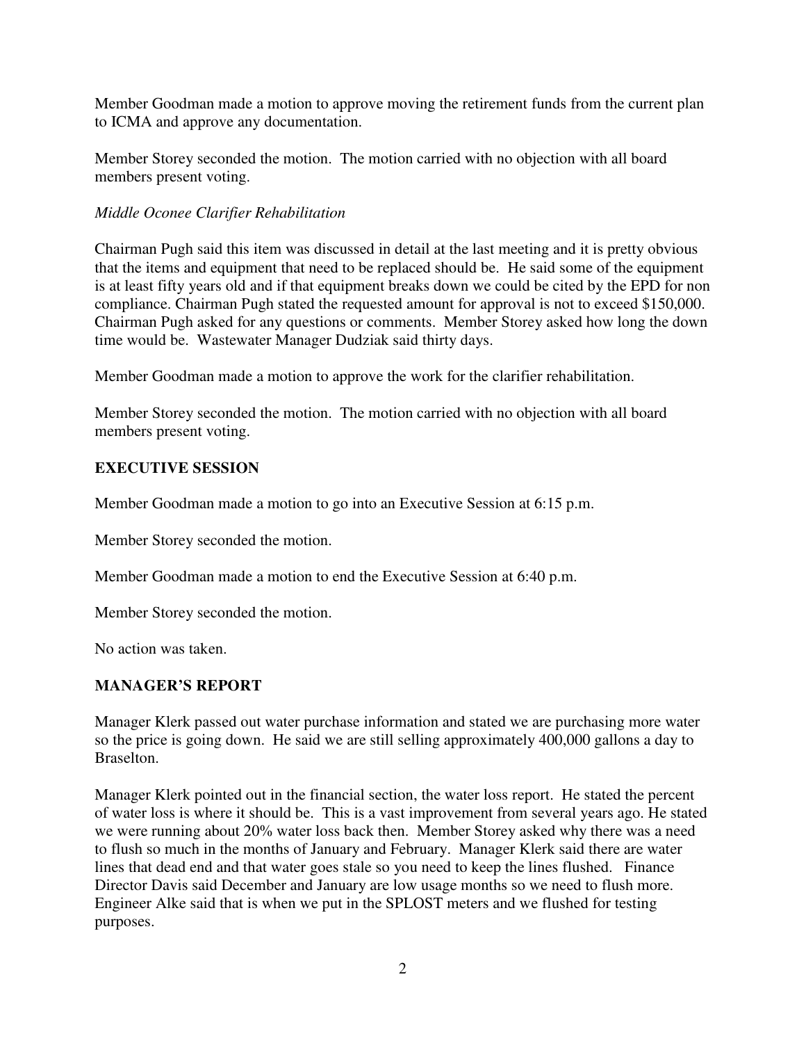Member Goodman made a motion to approve moving the retirement funds from the current plan to ICMA and approve any documentation.

Member Storey seconded the motion. The motion carried with no objection with all board members present voting.

*Middle Oconee Clarifier Rehabilitation*

Chairman Pugh said this item was discussed in detail at the last meeting and it is pretty obvious that the items and equipment that need to be replaced should be. He said some of the equipment is at least fifty years old and if that equipment breaks down we could be cited by the EPD for non compliance. Chairman Pugh stated the requested amount for approval is not to exceed $150,000. Chairman Pugh asked for any questions or comments. Member Storey asked how long the down time would be. Wastewater Manager Dudziak said thirty days.

Member Goodman made a motion to approve the work for the clarifier rehabilitation.

Member Storey seconded the motion. The motion carried with no objection with all board members present voting.

**EXECUTIVE SESSION**

Member Goodman made a motion to go into an Executive Session at 6:15 p.m.

Member Storey seconded the motion.

Member Goodman made a motion to end the Executive Session at 6:40 p.m.

Member Storey seconded the motion.

No action was taken.

**MANAGER'S REPORT**

Manager Klerk passed out water purchase information and stated we are purchasing more water so the price is going down. He said we are still selling approximately 400,000 gallons a day to Braselton.

Manager Klerk pointed out in the financial section, the water loss report. He stated the percent of water loss is where it should be. This is a vast improvement from several years ago. He stated we were running about 20% water loss back then. Member Storey asked why there was a need to flush so much in the months of January and February. Manager Klerk said there are water lines that dead end and that water goes stale so you need to keep the lines flushed. Finance Director Davis said December and January are low usage months so we need to flush more. Engineer Alke said that is when we put in the SPLOST meters and we flushed for testing purposes.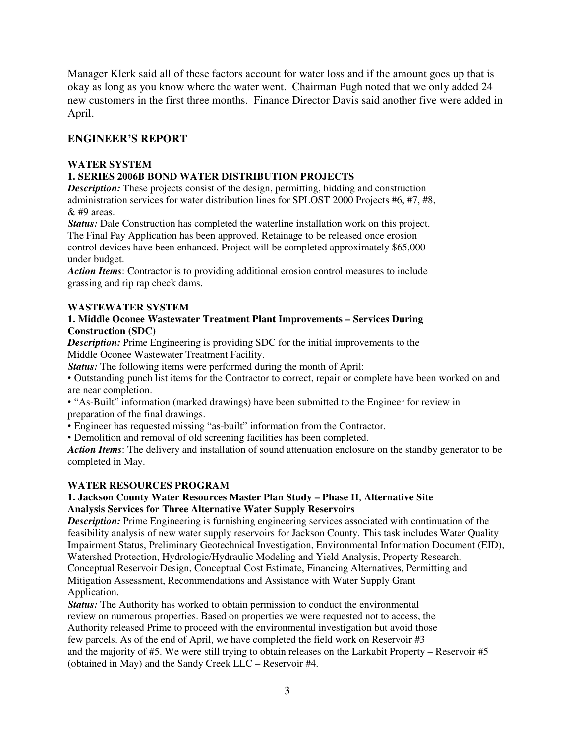Manager Klerk said all of these factors account for water loss and if the amount goes up that is okay as long as you know where the water went. Chairman Pugh noted that we only added 24 new customers in the first three months. Finance Director Davis said another five were added in April.

## ENGINEER'S REPORT

### WATER SYSTEM

#### 1. SERIES 2006B BOND WATER DISTRIBUTION PROJECTS

***Description:*** These projects consist of the design, permitting, bidding and construction administration services for water distribution lines for SPLOST 2000 Projects #6, #7, #8, & #9 areas.

***Status:*** Dale Construction has completed the waterline installation work on this project. The Final Pay Application has been approved. Retainage to be released once erosion control devices have been enhanced. Project will be completed approximately $65,000 under budget.

***Action Items***: Contractor is to providing additional erosion control measures to include grassing and rip rap check dams.

### WASTEWATER SYSTEM

#### 1. Middle Oconee Wastewater Treatment Plant Improvements – Services During Construction (SDC)

***Description:*** Prime Engineering is providing SDC for the initial improvements to the Middle Oconee Wastewater Treatment Facility.

***Status:*** The following items were performed during the month of April:

- Outstanding punch list items for the Contractor to correct, repair or complete have been worked on and are near completion.
- "As-Built" information (marked drawings) have been submitted to the Engineer for review in preparation of the final drawings.
- Engineer has requested missing "as-built" information from the Contractor.
- Demolition and removal of old screening facilities has been completed.

***Action Items***: The delivery and installation of sound attenuation enclosure on the standby generator to be completed in May.

### WATER RESOURCES PROGRAM

#### 1. Jackson County Water Resources Master Plan Study – Phase II, Alternative Site Analysis Services for Three Alternative Water Supply Reservoirs

***Description:*** Prime Engineering is furnishing engineering services associated with continuation of the feasibility analysis of new water supply reservoirs for Jackson County. This task includes Water Quality Impairment Status, Preliminary Geotechnical Investigation, Environmental Information Document (EID), Watershed Protection, Hydrologic/Hydraulic Modeling and Yield Analysis, Property Research, Conceptual Reservoir Design, Conceptual Cost Estimate, Financing Alternatives, Permitting and Mitigation Assessment, Recommendations and Assistance with Water Supply Grant Application.

***Status:*** The Authority has worked to obtain permission to conduct the environmental review on numerous properties. Based on properties we were requested not to access, the Authority released Prime to proceed with the environmental investigation but avoid those few parcels. As of the end of April, we have completed the field work on Reservoir #3 and the majority of #5. We were still trying to obtain releases on the Larkabit Property – Reservoir #5 (obtained in May) and the Sandy Creek LLC – Reservoir #4.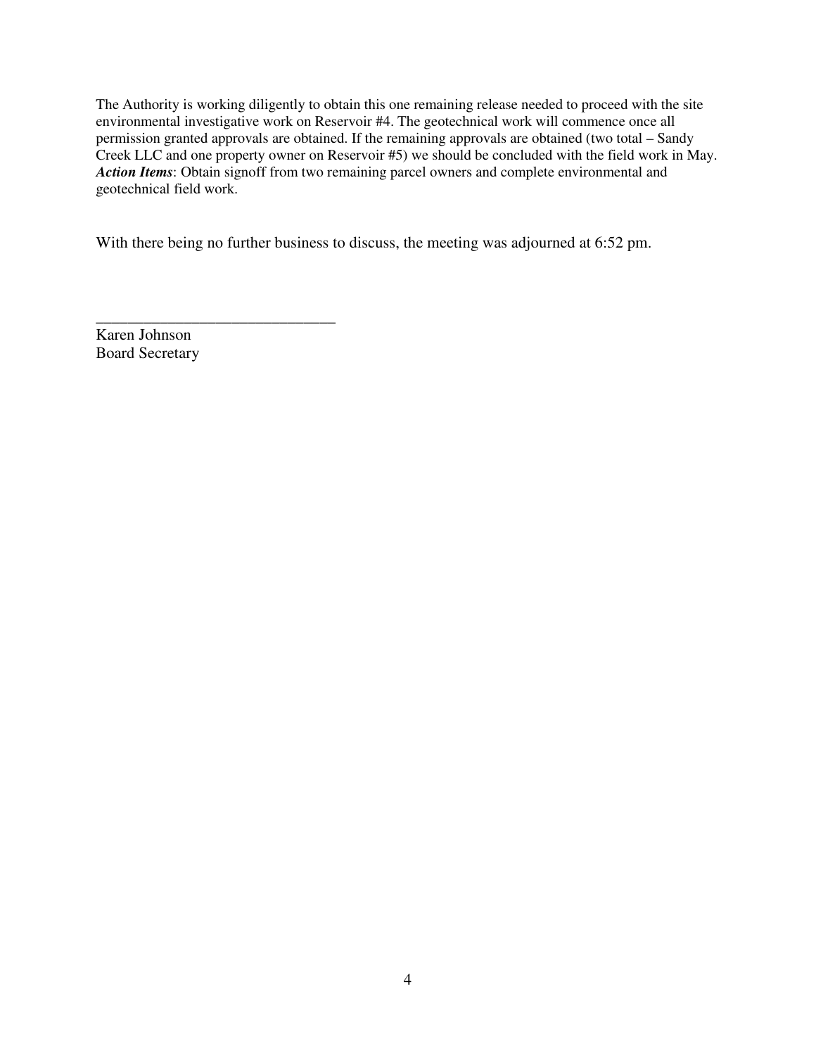The Authority is working diligently to obtain this one remaining release needed to proceed with the site environmental investigative work on Reservoir #4. The geotechnical work will commence once all permission granted approvals are obtained. If the remaining approvals are obtained (two total – Sandy Creek LLC and one property owner on Reservoir #5) we should be concluded with the field work in May. ***Action Items***: Obtain signoff from two remaining parcel owners and complete environmental and geotechnical field work.

With there being no further business to discuss, the meeting was adjourned at 6:52 pm.

______________________________
Karen Johnson
Board Secretary